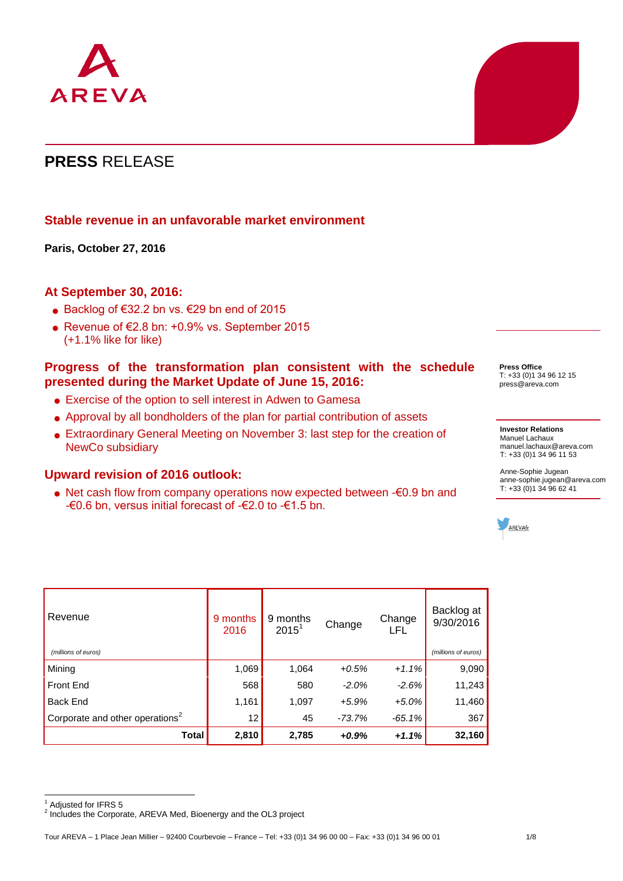AREVA

# PRESS RELEASE

## Stable revenue in an unfavorable market environment

**Paris, October 27, 2016**

### At September 30, 2016:

- Backlog of €32.2 bn vs. €29 bn end of 2015
- Revenue of €2.8 bn: +0.9% vs. September 2015 (+1.1% like for like)

### Progress of the transformation plan consistent with the schedule presented during the Market Update of June 15, 2016:

- Exercise of the option to sell interest in Adwen to Gamesa
- Approval by all bondholders of the plan for partial contribution of assets
- Extraordinary General Meeting on November 3: last step for the creation of NewCo subsidiary

### Upward revision of 2016 outlook:

- Net cash flow from company operations now expected between -€0.9 bn and -€0.6 bn, versus initial forecast of -€2.0 to -€1.5 bn.

**Press Office**
T: +33 (0)1 34 96 12 15
press@areva.com

**Investor Relations**
Manuel Lachaux
manuel.lachaux@areva.com
T: +33 (0)1 34 96 11 53

Anne-Sophie Jugean
anne-sophie.jugean@areva.com
T: +33 (0)1 34 96 62 41

AREVAfr

| Revenue *(millions of euros)* | 9 months 2016 | 9 months 2015[1] | Change | Change LFL | Backlog at 9/30/2016 *(millions of euros)* |
|---|---|---|---|---|---|
| Mining | 1,069 | 1,064 | *+0.5%* | *+1.1%* | 9,090 |
| Front End | 568 | 580 | *-2.0%* | *-2.6%* | 11,243 |
| Back End | 1,161 | 1,097 | *+5.9%* | *+5.0%* | 11,460 |
| Corporate and other operations[2] | 12 | 45 | *-73.7%* | *-65.1%* | 367 |
| **Total** | **2,810** | **2,785** | ***+0.9%*** | ***+1.1%*** | **32,160** |

[1] Adjusted for IFRS 5
[2] Includes the Corporate, AREVA Med, Bioenergy and the OL3 project

Tour AREVA – 1 Place Jean Millier – 92400 Courbevoie – France – Tel: +33 (0)1 34 96 00 00 – Fax: +33 (0)1 34 96 00 01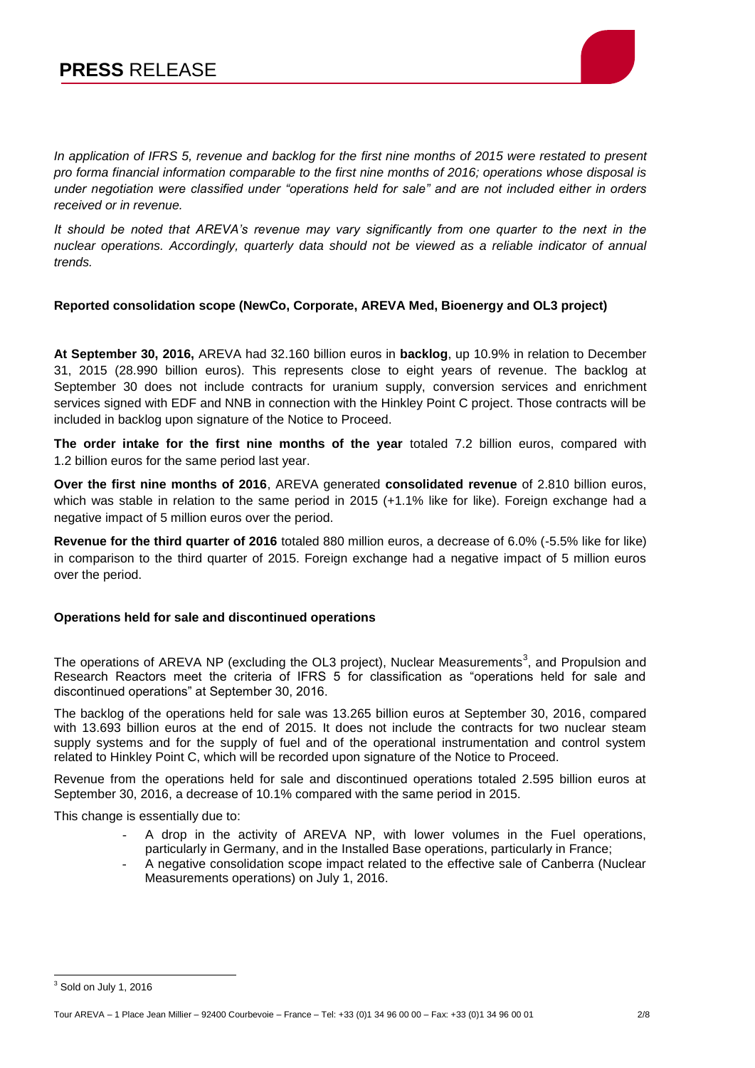*In application of IFRS 5, revenue and backlog for the first nine months of 2015 were restated to present pro forma financial information comparable to the first nine months of 2016; operations whose disposal is under negotiation were classified under "operations held for sale" and are not included either in orders received or in revenue.*

*It should be noted that AREVA's revenue may vary significantly from one quarter to the next in the nuclear operations. Accordingly, quarterly data should not be viewed as a reliable indicator of annual trends.*

**Reported consolidation scope (NewCo, Corporate, AREVA Med, Bioenergy and OL3 project)**

**At September 30, 2016,** AREVA had 32.160 billion euros in **backlog**, up 10.9% in relation to December 31, 2015 (28.990 billion euros). This represents close to eight years of revenue. The backlog at September 30 does not include contracts for uranium supply, conversion services and enrichment services signed with EDF and NNB in connection with the Hinkley Point C project. Those contracts will be included in backlog upon signature of the Notice to Proceed.

**The order intake for the first nine months of the year** totaled 7.2 billion euros, compared with 1.2 billion euros for the same period last year.

**Over the first nine months of 2016**, AREVA generated **consolidated revenue** of 2.810 billion euros, which was stable in relation to the same period in 2015 (+1.1% like for like). Foreign exchange had a negative impact of 5 million euros over the period.

**Revenue for the third quarter of 2016** totaled 880 million euros, a decrease of 6.0% (-5.5% like for like) in comparison to the third quarter of 2015. Foreign exchange had a negative impact of 5 million euros over the period.

**Operations held for sale and discontinued operations**

The operations of AREVA NP (excluding the OL3 project), Nuclear Measurements[3], and Propulsion and Research Reactors meet the criteria of IFRS 5 for classification as "operations held for sale and discontinued operations" at September 30, 2016.

The backlog of the operations held for sale was 13.265 billion euros at September 30, 2016, compared with 13.693 billion euros at the end of 2015. It does not include the contracts for two nuclear steam supply systems and for the supply of fuel and of the operational instrumentation and control system related to Hinkley Point C, which will be recorded upon signature of the Notice to Proceed.

Revenue from the operations held for sale and discontinued operations totaled 2.595 billion euros at September 30, 2016, a decrease of 10.1% compared with the same period in 2015.

This change is essentially due to:

- A drop in the activity of AREVA NP, with lower volumes in the Fuel operations, particularly in Germany, and in the Installed Base operations, particularly in France;
- A negative consolidation scope impact related to the effective sale of Canberra (Nuclear Measurements operations) on July 1, 2016.

[3] Sold on July 1, 2016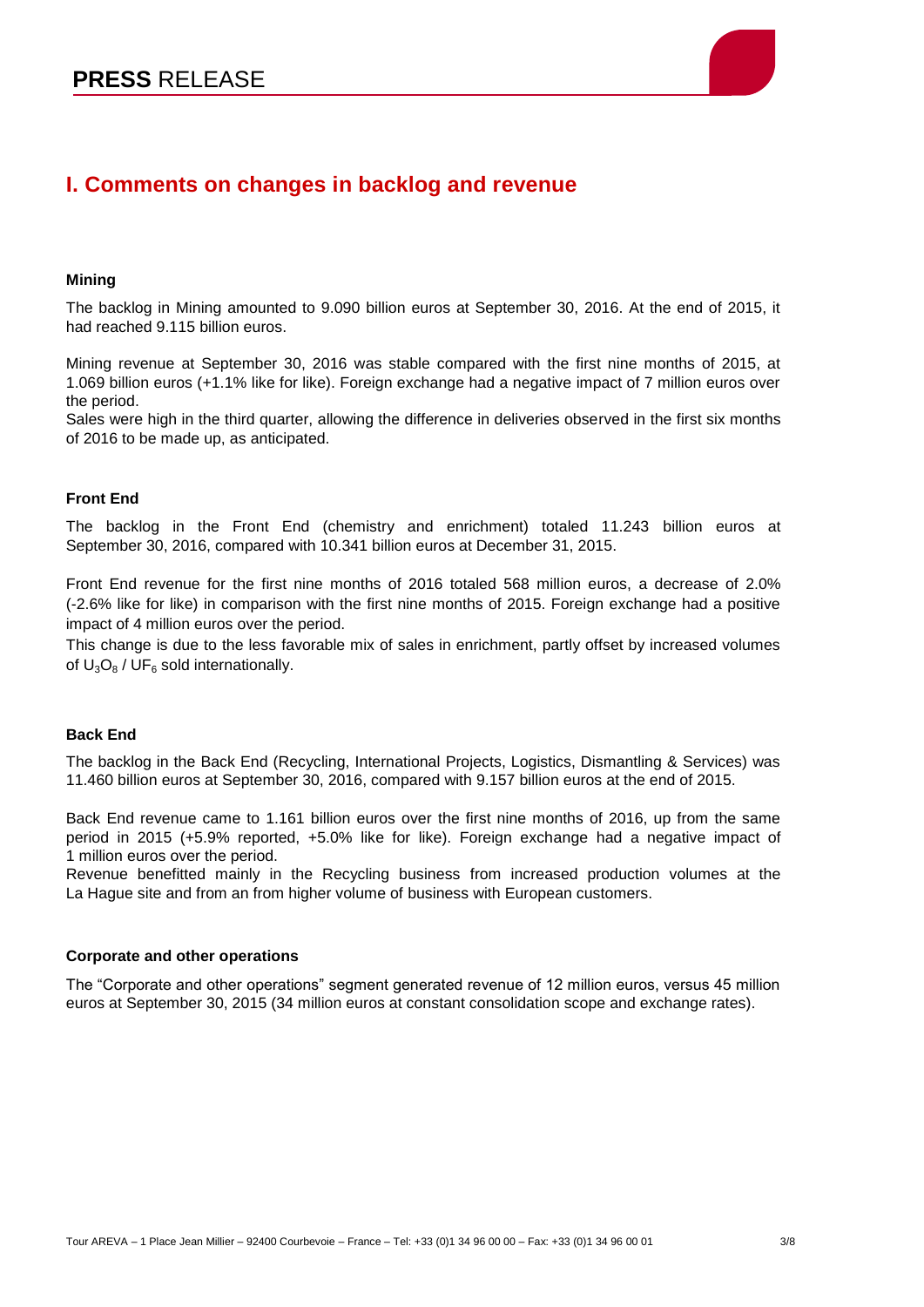## I. Comments on changes in backlog and revenue

**Mining**

The backlog in Mining amounted to 9.090 billion euros at September 30, 2016. At the end of 2015, it had reached 9.115 billion euros.

Mining revenue at September 30, 2016 was stable compared with the first nine months of 2015, at 1.069 billion euros (+1.1% like for like). Foreign exchange had a negative impact of 7 million euros over the period.

Sales were high in the third quarter, allowing the difference in deliveries observed in the first six months of 2016 to be made up, as anticipated.

**Front End**

The backlog in the Front End (chemistry and enrichment) totaled 11.243 billion euros at September 30, 2016, compared with 10.341 billion euros at December 31, 2015.

Front End revenue for the first nine months of 2016 totaled 568 million euros, a decrease of 2.0% (-2.6% like for like) in comparison with the first nine months of 2015. Foreign exchange had a positive impact of 4 million euros over the period.

This change is due to the less favorable mix of sales in enrichment, partly offset by increased volumes of $U_3O_8$ / $UF_6$ sold internationally.

**Back End**

The backlog in the Back End (Recycling, International Projects, Logistics, Dismantling & Services) was 11.460 billion euros at September 30, 2016, compared with 9.157 billion euros at the end of 2015.

Back End revenue came to 1.161 billion euros over the first nine months of 2016, up from the same period in 2015 (+5.9% reported, +5.0% like for like). Foreign exchange had a negative impact of 1 million euros over the period.

Revenue benefitted mainly in the Recycling business from increased production volumes at the La Hague site and from an from higher volume of business with European customers.

**Corporate and other operations**

The "Corporate and other operations" segment generated revenue of 12 million euros, versus 45 million euros at September 30, 2015 (34 million euros at constant consolidation scope and exchange rates).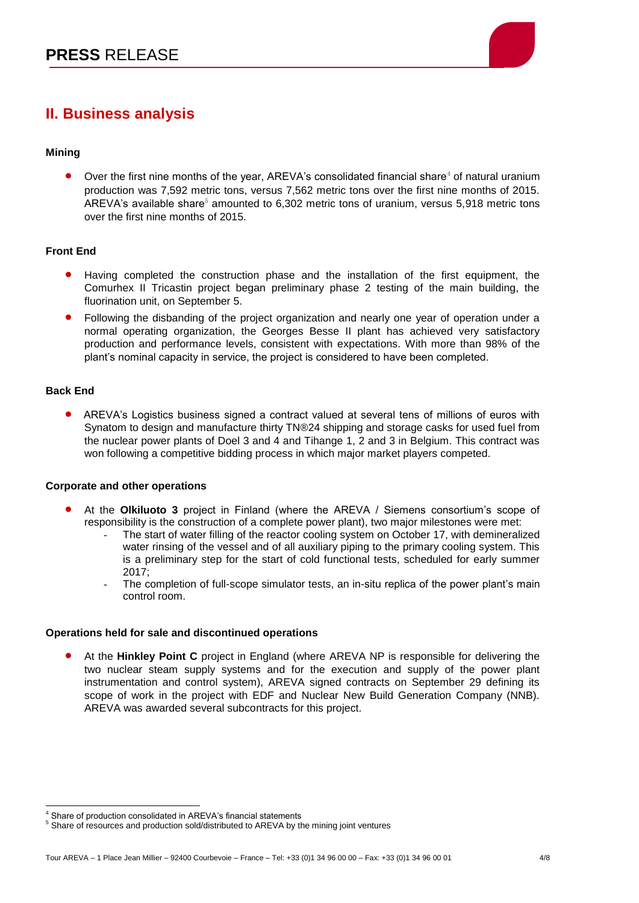## II. Business analysis

### Mining

- Over the first nine months of the year, AREVA's consolidated financial share[4] of natural uranium production was 7,592 metric tons, versus 7,562 metric tons over the first nine months of 2015. AREVA's available share[5] amounted to 6,302 metric tons of uranium, versus 5,918 metric tons over the first nine months of 2015.

### Front End

- Having completed the construction phase and the installation of the first equipment, the Comurhex II Tricastin project began preliminary phase 2 testing of the main building, the fluorination unit, on September 5.
- Following the disbanding of the project organization and nearly one year of operation under a normal operating organization, the Georges Besse II plant has achieved very satisfactory production and performance levels, consistent with expectations. With more than 98% of the plant's nominal capacity in service, the project is considered to have been completed.

### Back End

- AREVA's Logistics business signed a contract valued at several tens of millions of euros with Synatom to design and manufacture thirty TN®24 shipping and storage casks for used fuel from the nuclear power plants of Doel 3 and 4 and Tihange 1, 2 and 3 in Belgium. This contract was won following a competitive bidding process in which major market players competed.

### Corporate and other operations

- At the **Olkiluoto 3** project in Finland (where the AREVA / Siemens consortium's scope of responsibility is the construction of a complete power plant), two major milestones were met:
  - The start of water filling of the reactor cooling system on October 17, with demineralized water rinsing of the vessel and of all auxiliary piping to the primary cooling system. This is a preliminary step for the start of cold functional tests, scheduled for early summer 2017;
  - The completion of full-scope simulator tests, an in-situ replica of the power plant's main control room.

### Operations held for sale and discontinued operations

- At the **Hinkley Point C** project in England (where AREVA NP is responsible for delivering the two nuclear steam supply systems and for the execution and supply of the power plant instrumentation and control system), AREVA signed contracts on September 29 defining its scope of work in the project with EDF and Nuclear New Build Generation Company (NNB). AREVA was awarded several subcontracts for this project.

---

[4] Share of production consolidated in AREVA's financial statements

[5] Share of resources and production sold/distributed to AREVA by the mining joint ventures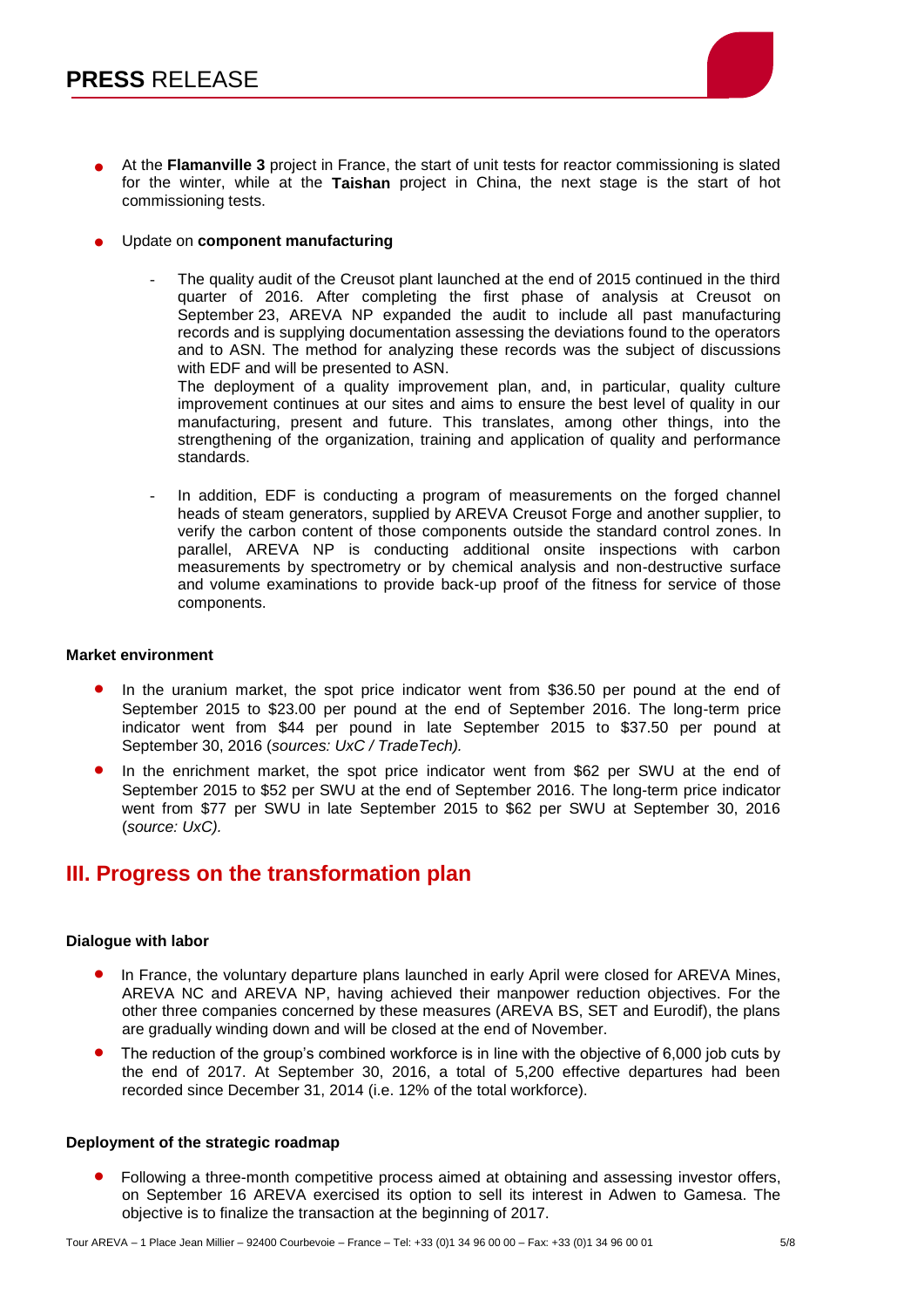- At the **Flamanville 3** project in France, the start of unit tests for reactor commissioning is slated for the winter, while at the **Taishan** project in China, the next stage is the start of hot commissioning tests.
- Update on **component manufacturing**
  - The quality audit of the Creusot plant launched at the end of 2015 continued in the third quarter of 2016. After completing the first phase of analysis at Creusot on September 23, AREVA NP expanded the audit to include all past manufacturing records and is supplying documentation assessing the deviations found to the operators and to ASN. The method for analyzing these records was the subject of discussions with EDF and will be presented to ASN.
    The deployment of a quality improvement plan, and, in particular, quality culture improvement continues at our sites and aims to ensure the best level of quality in our manufacturing, present and future. This translates, among other things, into the strengthening of the organization, training and application of quality and performance standards.
  - In addition, EDF is conducting a program of measurements on the forged channel heads of steam generators, supplied by AREVA Creusot Forge and another supplier, to verify the carbon content of those components outside the standard control zones. In parallel, AREVA NP is conducting additional onsite inspections with carbon measurements by spectrometry or by chemical analysis and non-destructive surface and volume examinations to provide back-up proof of the fitness for service of those components.

**Market environment**

- In the uranium market, the spot price indicator went from \$36.50 per pound at the end of September 2015 to \$23.00 per pound at the end of September 2016. The long-term price indicator went from \$44 per pound in late September 2015 to \$37.50 per pound at September 30, 2016 (*sources: UxC / TradeTech).*
- In the enrichment market, the spot price indicator went from \$62 per SWU at the end of September 2015 to \$52 per SWU at the end of September 2016. The long-term price indicator went from \$77 per SWU in late September 2015 to \$62 per SWU at September 30, 2016 (*source: UxC).*

## III. Progress on the transformation plan

**Dialogue with labor**

- In France, the voluntary departure plans launched in early April were closed for AREVA Mines, AREVA NC and AREVA NP, having achieved their manpower reduction objectives. For the other three companies concerned by these measures (AREVA BS, SET and Eurodif), the plans are gradually winding down and will be closed at the end of November.
- The reduction of the group's combined workforce is in line with the objective of 6,000 job cuts by the end of 2017. At September 30, 2016, a total of 5,200 effective departures had been recorded since December 31, 2014 (i.e. 12% of the total workforce).

**Deployment of the strategic roadmap**

- Following a three-month competitive process aimed at obtaining and assessing investor offers, on September 16 AREVA exercised its option to sell its interest in Adwen to Gamesa. The objective is to finalize the transaction at the beginning of 2017.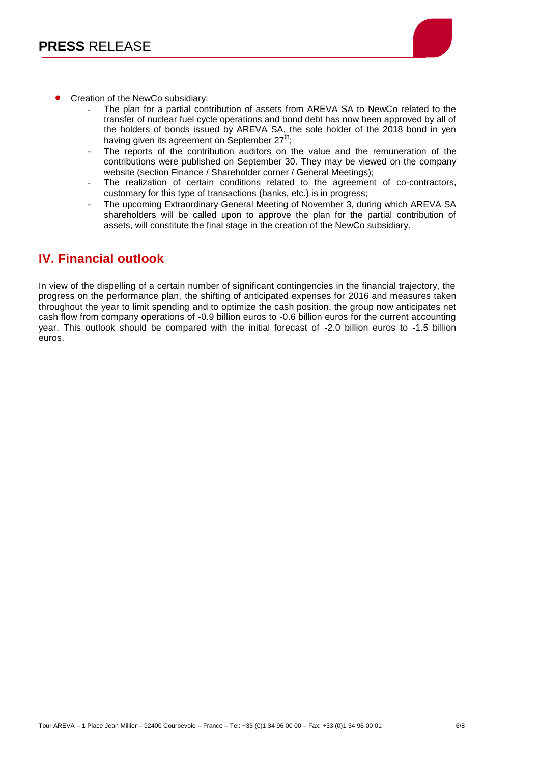- Creation of the NewCo subsidiary:
  - The plan for a partial contribution of assets from AREVA SA to NewCo related to the transfer of nuclear fuel cycle operations and bond debt has now been approved by all of the holders of bonds issued by AREVA SA, the sole holder of the 2018 bond in yen having given its agreement on September 27th;
  - The reports of the contribution auditors on the value and the remuneration of the contributions were published on September 30. They may be viewed on the company website (section Finance / Shareholder corner / General Meetings);
  - The realization of certain conditions related to the agreement of co-contractors, customary for this type of transactions (banks, etc.) is in progress;
  - The upcoming Extraordinary General Meeting of November 3, during which AREVA SA shareholders will be called upon to approve the plan for the partial contribution of assets, will constitute the final stage in the creation of the NewCo subsidiary.

## IV. Financial outlook

In view of the dispelling of a certain number of significant contingencies in the financial trajectory, the progress on the performance plan, the shifting of anticipated expenses for 2016 and measures taken throughout the year to limit spending and to optimize the cash position, the group now anticipates net cash flow from company operations of -0.9 billion euros to -0.6 billion euros for the current accounting year. This outlook should be compared with the initial forecast of -2.0 billion euros to -1.5 billion euros.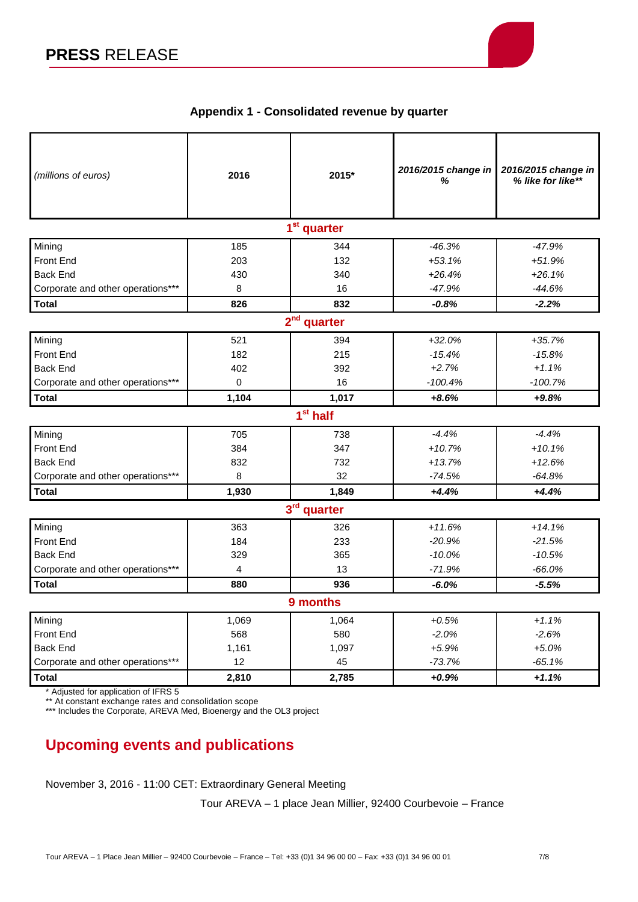## Appendix 1 - Consolidated revenue by quarter

| *(millions of euros)* | **2016** | **2015*** | ***2016/2015 change in %*** | ***2016/2015 change in % like for like**** |
|---|---|---|---|---|
| **1st quarter** | | | | |
| Mining | 185 | 344 | *-46.3%* | *-47.9%* |
| Front End | 203 | 132 | *+53.1%* | *+51.9%* |
| Back End | 430 | 340 | *+26.4%* | *+26.1%* |
| Corporate and other operations*** | 8 | 16 | *-47.9%* | *-44.6%* |
| **Total** | **826** | **832** | ***-0.8%*** | ***-2.2%*** |
| **2nd quarter** | | | | |
| Mining | 521 | 394 | *+32.0%* | *+35.7%* |
| Front End | 182 | 215 | *-15.4%* | *-15.8%* |
| Back End | 402 | 392 | *+2.7%* | *+1.1%* |
| Corporate and other operations*** | 0 | 16 | *-100.4%* | *-100.7%* |
| **Total** | **1,104** | **1,017** | ***+8.6%*** | ***+9.8%*** |
| **1st half** | | | | |
| Mining | 705 | 738 | *-4.4%* | *-4.4%* |
| Front End | 384 | 347 | *+10.7%* | *+10.1%* |
| Back End | 832 | 732 | *+13.7%* | *+12.6%* |
| Corporate and other operations*** | 8 | 32 | *-74.5%* | *-64.8%* |
| **Total** | **1,930** | **1,849** | ***+4.4%*** | ***+4.4%*** |
| **3rd quarter** | | | | |
| Mining | 363 | 326 | *+11.6%* | *+14.1%* |
| Front End | 184 | 233 | *-20.9%* | *-21.5%* |
| Back End | 329 | 365 | *-10.0%* | *-10.5%* |
| Corporate and other operations*** | 4 | 13 | *-71.9%* | *-66.0%* |
| **Total** | **880** | **936** | ***-6.0%*** | ***-5.5%*** |
| **9 months** | | | | |
| Mining | 1,069 | 1,064 | *+0.5%* | *+1.1%* |
| Front End | 568 | 580 | *-2.0%* | *-2.6%* |
| Back End | 1,161 | 1,097 | *+5.9%* | *+5.0%* |
| Corporate and other operations*** | 12 | 45 | *-73.7%* | *-65.1%* |
| **Total** | **2,810** | **2,785** | ***+0.9%*** | ***+1.1%*** |

\* Adjusted for application of IFRS 5
\** At constant exchange rates and consolidation scope
\*** Includes the Corporate, AREVA Med, Bioenergy and the OL3 project

## Upcoming events and publications

November 3, 2016 - 11:00 CET: Extraordinary General Meeting

Tour AREVA – 1 place Jean Millier, 92400 Courbevoie – France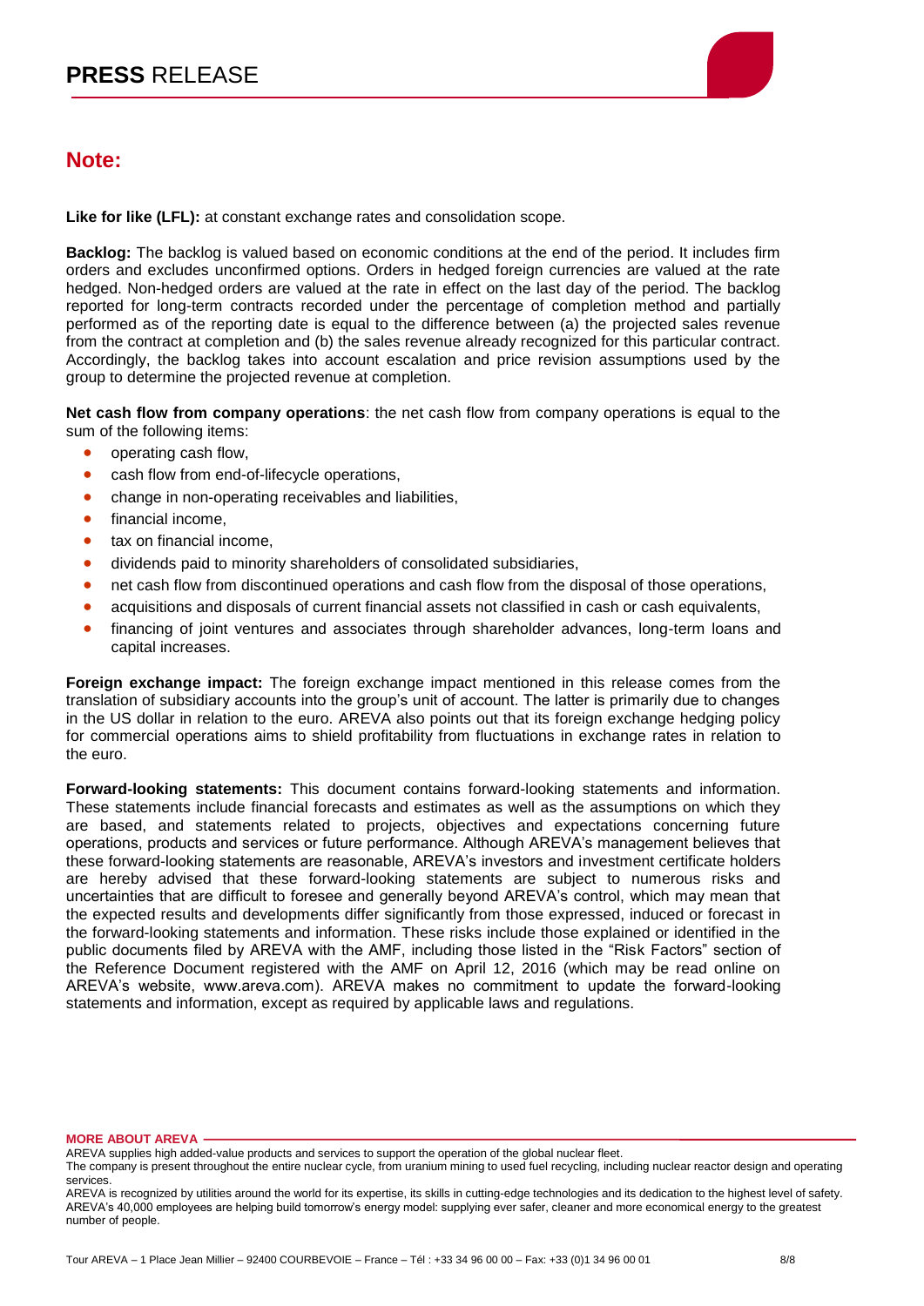## Note:

**Like for like (LFL):** at constant exchange rates and consolidation scope.

**Backlog:** The backlog is valued based on economic conditions at the end of the period. It includes firm orders and excludes unconfirmed options. Orders in hedged foreign currencies are valued at the rate hedged. Non-hedged orders are valued at the rate in effect on the last day of the period. The backlog reported for long-term contracts recorded under the percentage of completion method and partially performed as of the reporting date is equal to the difference between (a) the projected sales revenue from the contract at completion and (b) the sales revenue already recognized for this particular contract. Accordingly, the backlog takes into account escalation and price revision assumptions used by the group to determine the projected revenue at completion.

**Net cash flow from company operations**: the net cash flow from company operations is equal to the sum of the following items:

- operating cash flow,
- cash flow from end-of-lifecycle operations,
- change in non-operating receivables and liabilities,
- financial income,
- tax on financial income,
- dividends paid to minority shareholders of consolidated subsidiaries,
- net cash flow from discontinued operations and cash flow from the disposal of those operations,
- acquisitions and disposals of current financial assets not classified in cash or cash equivalents,
- financing of joint ventures and associates through shareholder advances, long-term loans and capital increases.

**Foreign exchange impact:** The foreign exchange impact mentioned in this release comes from the translation of subsidiary accounts into the group's unit of account. The latter is primarily due to changes in the US dollar in relation to the euro. AREVA also points out that its foreign exchange hedging policy for commercial operations aims to shield profitability from fluctuations in exchange rates in relation to the euro.

**Forward-looking statements:** This document contains forward-looking statements and information. These statements include financial forecasts and estimates as well as the assumptions on which they are based, and statements related to projects, objectives and expectations concerning future operations, products and services or future performance. Although AREVA's management believes that these forward-looking statements are reasonable, AREVA's investors and investment certificate holders are hereby advised that these forward-looking statements are subject to numerous risks and uncertainties that are difficult to foresee and generally beyond AREVA's control, which may mean that the expected results and developments differ significantly from those expressed, induced or forecast in the forward-looking statements and information. These risks include those explained or identified in the public documents filed by AREVA with the AMF, including those listed in the "Risk Factors" section of the Reference Document registered with the AMF on April 12, 2016 (which may be read online on AREVA's website, www.areva.com). AREVA makes no commitment to update the forward-looking statements and information, except as required by applicable laws and regulations.

**MORE ABOUT AREVA**

AREVA supplies high added-value products and services to support the operation of the global nuclear fleet.
The company is present throughout the entire nuclear cycle, from uranium mining to used fuel recycling, including nuclear reactor design and operating services.
AREVA is recognized by utilities around the world for its expertise, its skills in cutting-edge technologies and its dedication to the highest level of safety. AREVA's 40,000 employees are helping build tomorrow's energy model: supplying ever safer, cleaner and more economical energy to the greatest number of people.